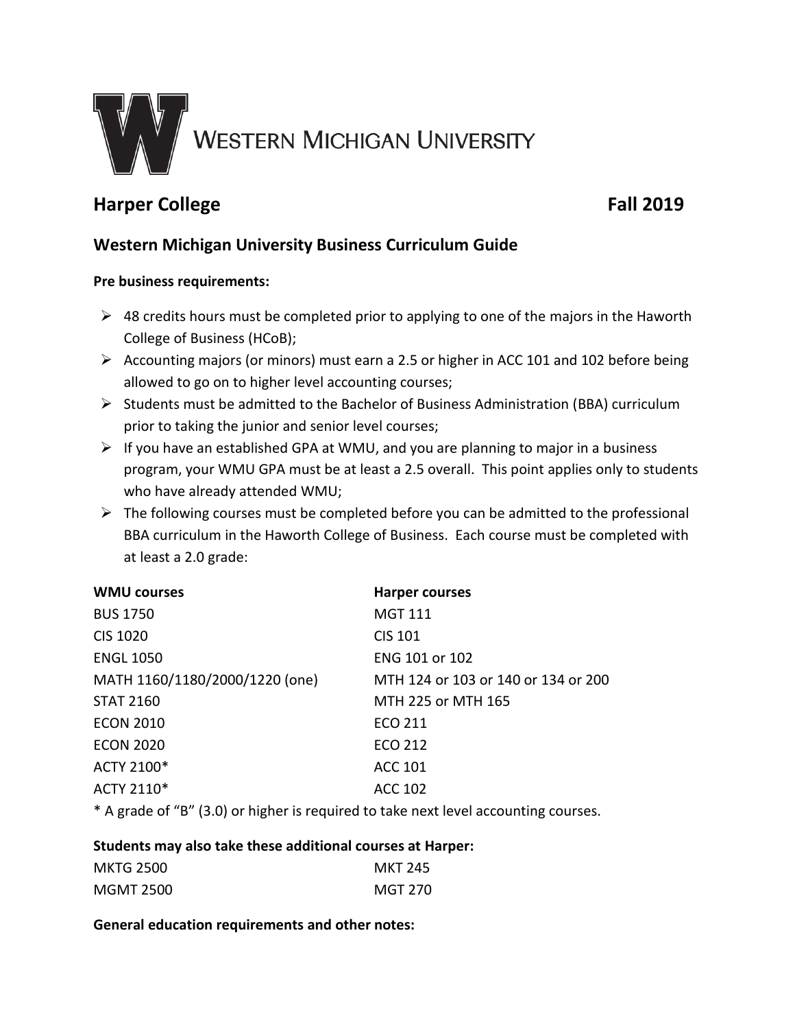WESTERN MICHIGAN UNIVERSITY

## Harper College                                                    Fall 2019

### Western Michigan University Business Curriculum Guide

**Pre business requirements:**

- 48 credits hours must be completed prior to applying to one of the majors in the Haworth College of Business (HCoB);
- Accounting majors (or minors) must earn a 2.5 or higher in ACC 101 and 102 before being allowed to go on to higher level accounting courses;
- Students must be admitted to the Bachelor of Business Administration (BBA) curriculum prior to taking the junior and senior level courses;
- If you have an established GPA at WMU, and you are planning to major in a business program, your WMU GPA must be at least a 2.5 overall. This point applies only to students who have already attended WMU;
- The following courses must be completed before you can be admitted to the professional BBA curriculum in the Haworth College of Business. Each course must be completed with at least a 2.0 grade:

| WMU courses | Harper courses |
|---|---|
| BUS 1750 | MGT 111 |
| CIS 1020 | CIS 101 |
| ENGL 1050 | ENG 101 or 102 |
| MATH 1160/1180/2000/1220 (one) | MTH 124 or 103 or 140 or 134 or 200 |
| STAT 2160 | MTH 225 or MTH 165 |
| ECON 2010 | ECO 211 |
| ECON 2020 | ECO 212 |
| ACTY 2100* | ACC 101 |
| ACTY 2110* | ACC 102 |

* A grade of "B" (3.0) or higher is required to take next level accounting courses.

**Students may also take these additional courses at Harper:**

| | |
|---|---|
| MKTG 2500 | MKT 245 |
| MGMT 2500 | MGT 270 |

**General education requirements and other notes:**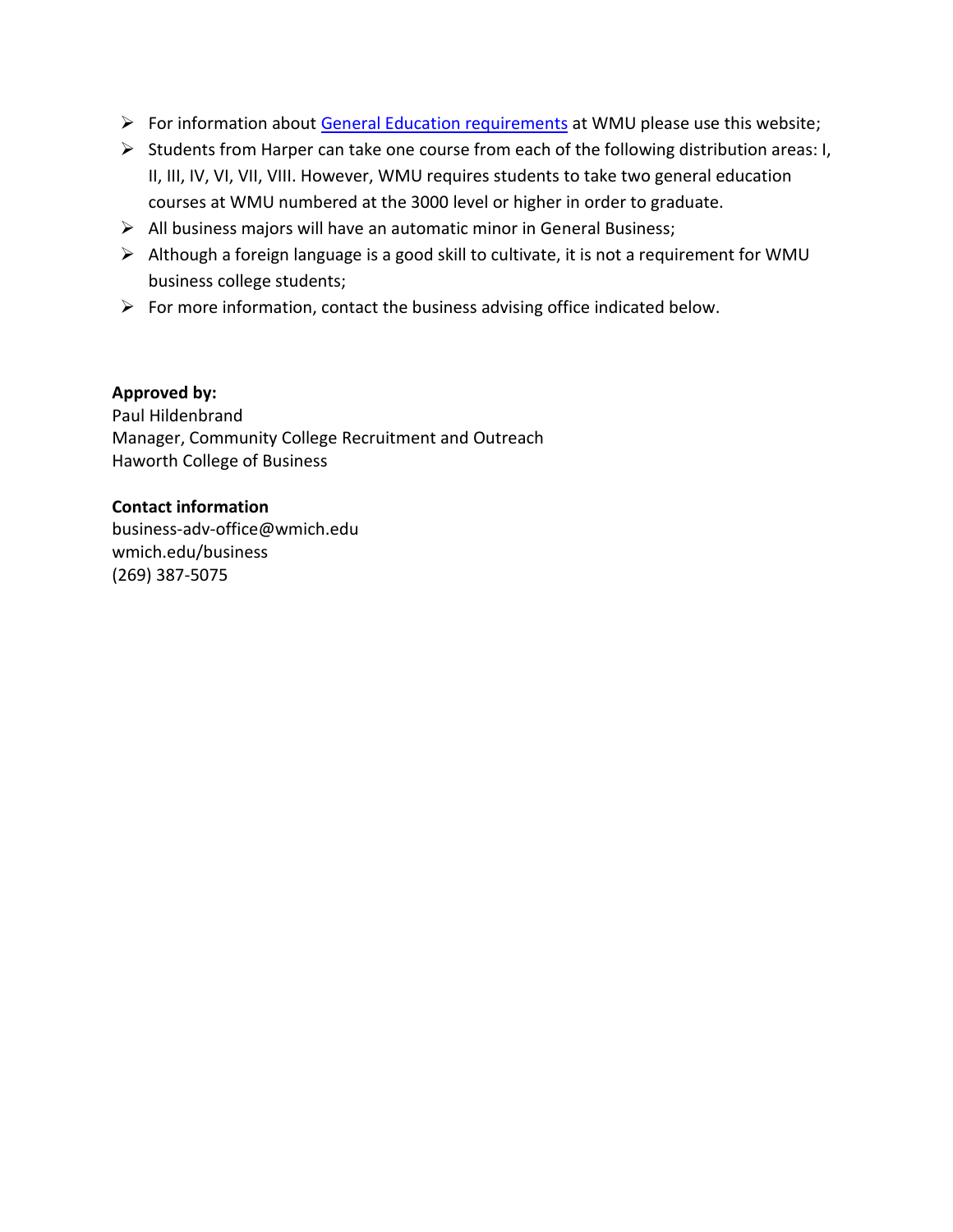- For information about General Education requirements at WMU please use this website;
- Students from Harper can take one course from each of the following distribution areas: I, II, III, IV, VI, VII, VIII. However, WMU requires students to take two general education courses at WMU numbered at the 3000 level or higher in order to graduate.
- All business majors will have an automatic minor in General Business;
- Although a foreign language is a good skill to cultivate, it is not a requirement for WMU business college students;
- For more information, contact the business advising office indicated below.

**Approved by:**
Paul Hildenbrand
Manager, Community College Recruitment and Outreach
Haworth College of Business

**Contact information**
business-adv-office@wmich.edu
wmich.edu/business
(269) 387-5075